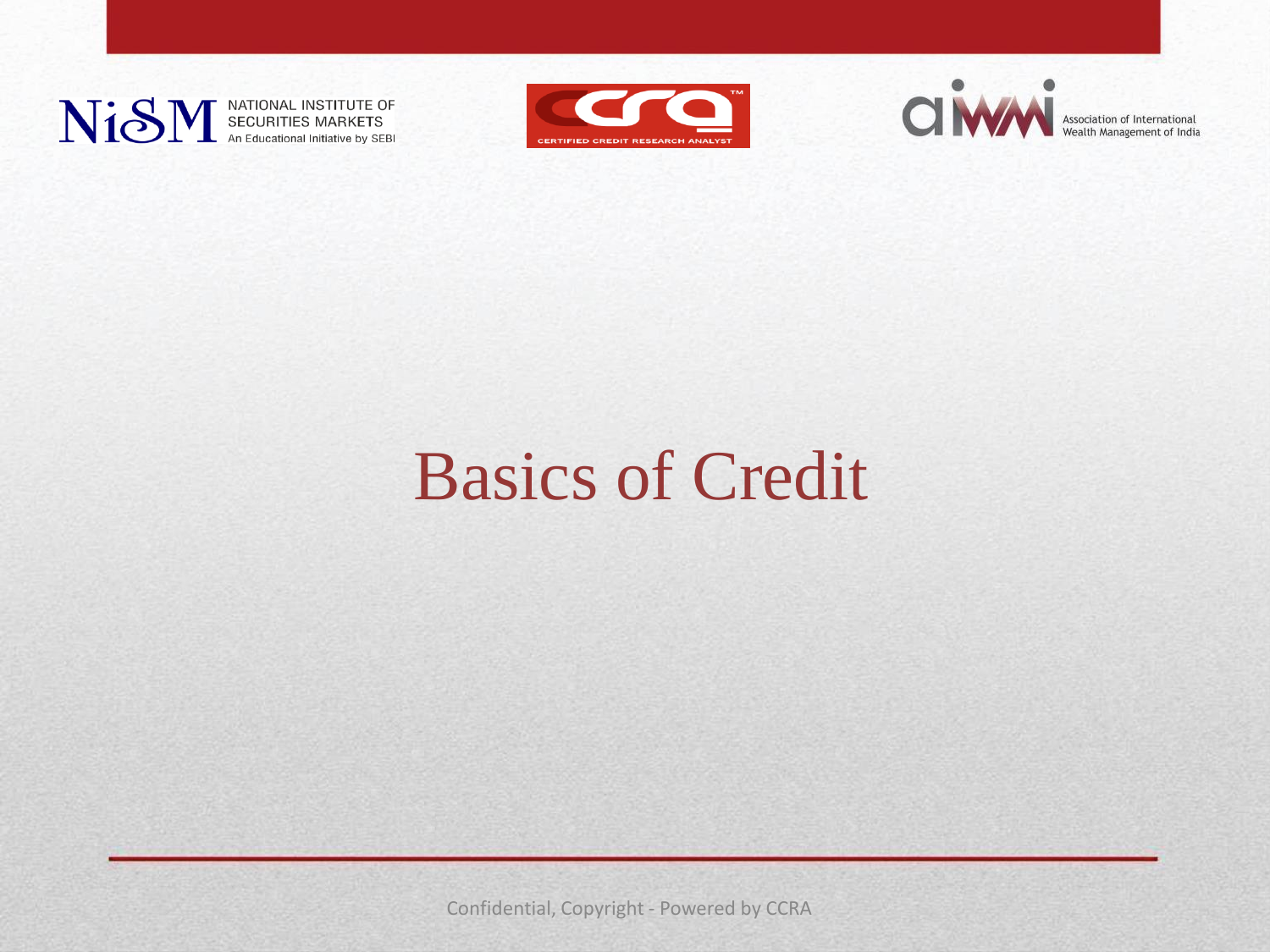NATIONAL INSTITUTE OF SECURITIES MARKETS
An Educational Initiative by SEBI

CERTIFIED CREDIT RESEARCH ANALYST

Association of International Wealth Management of India

# Basics of Credit

Confidential, Copyright - Powered by CCRA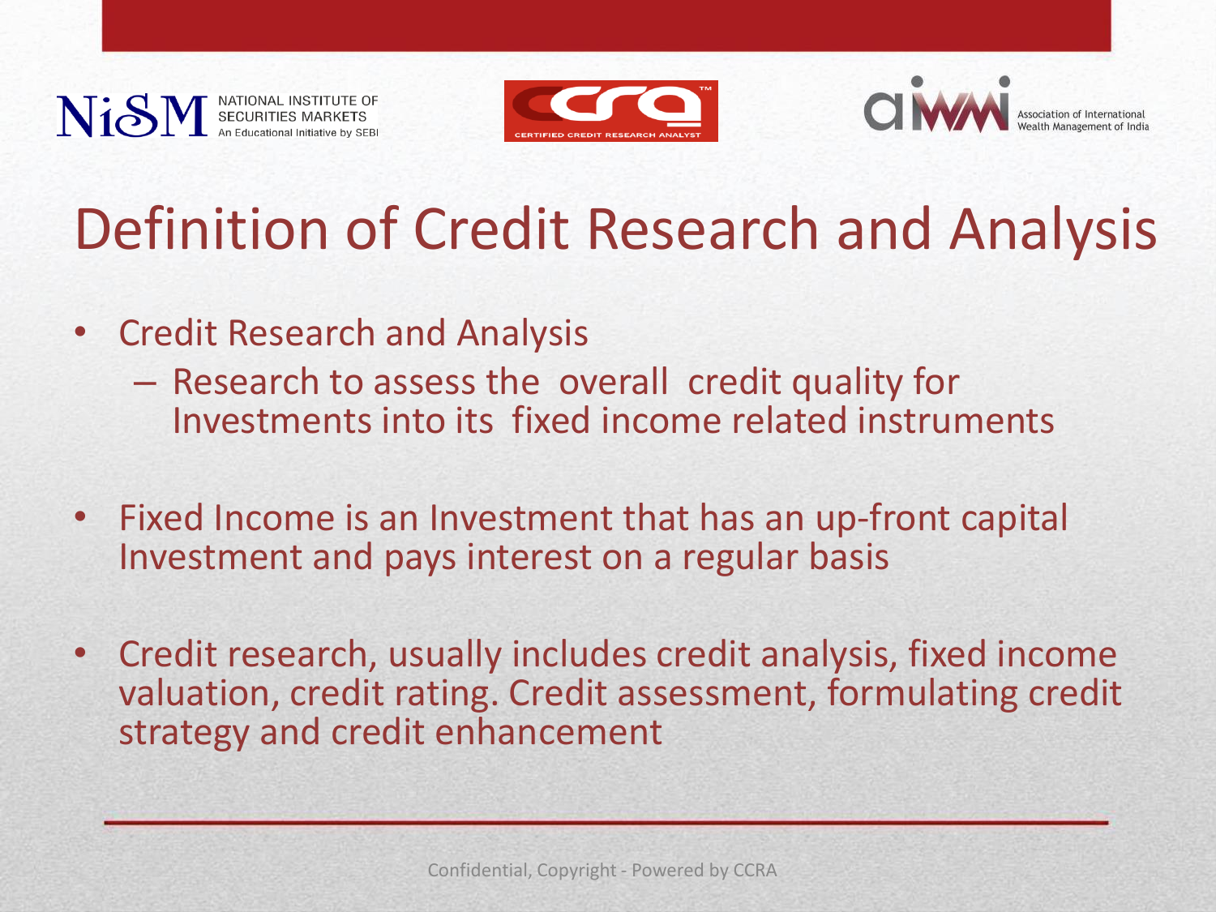# Definition of Credit Research and Analysis

- Credit Research and Analysis
  - Research to assess the overall credit quality for Investments into its fixed income related instruments

- Fixed Income is an Investment that has an up-front capital Investment and pays interest on a regular basis

- Credit research, usually includes credit analysis, fixed income valuation, credit rating. Credit assessment, formulating credit strategy and credit enhancement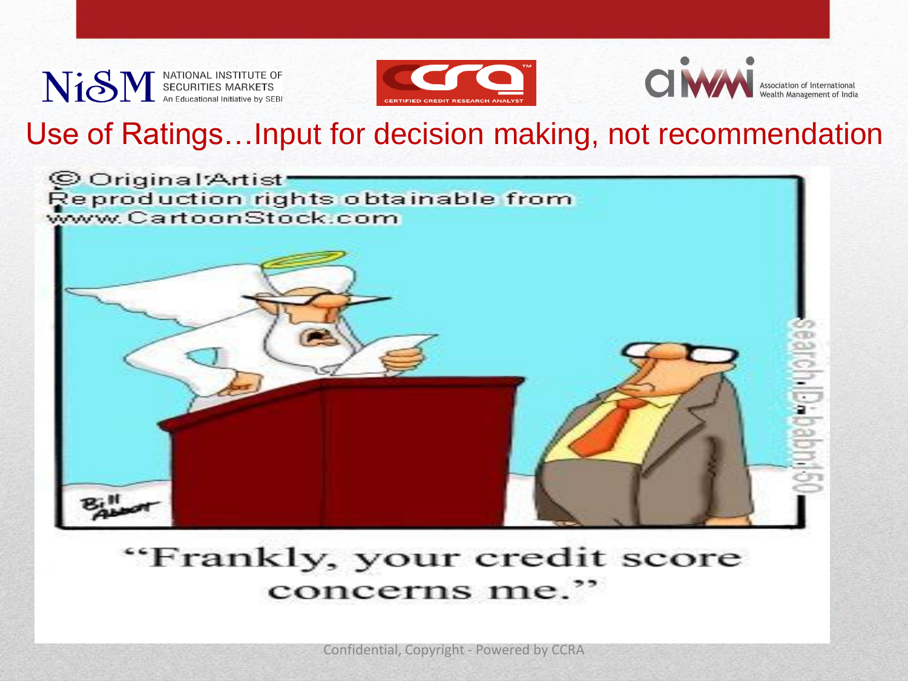# Use of Ratings…Input for decision making, not recommendation

"Frankly, your credit score concerns me."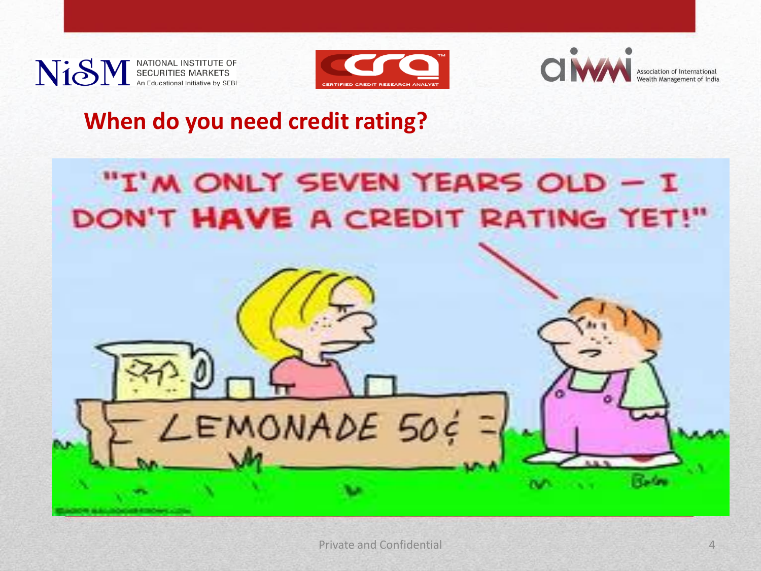## When do you need credit rating?

"I'M ONLY SEVEN YEARS OLD – I DON'T HAVE A CREDIT RATING YET!"

LEMONADE 50¢

Private and Confidential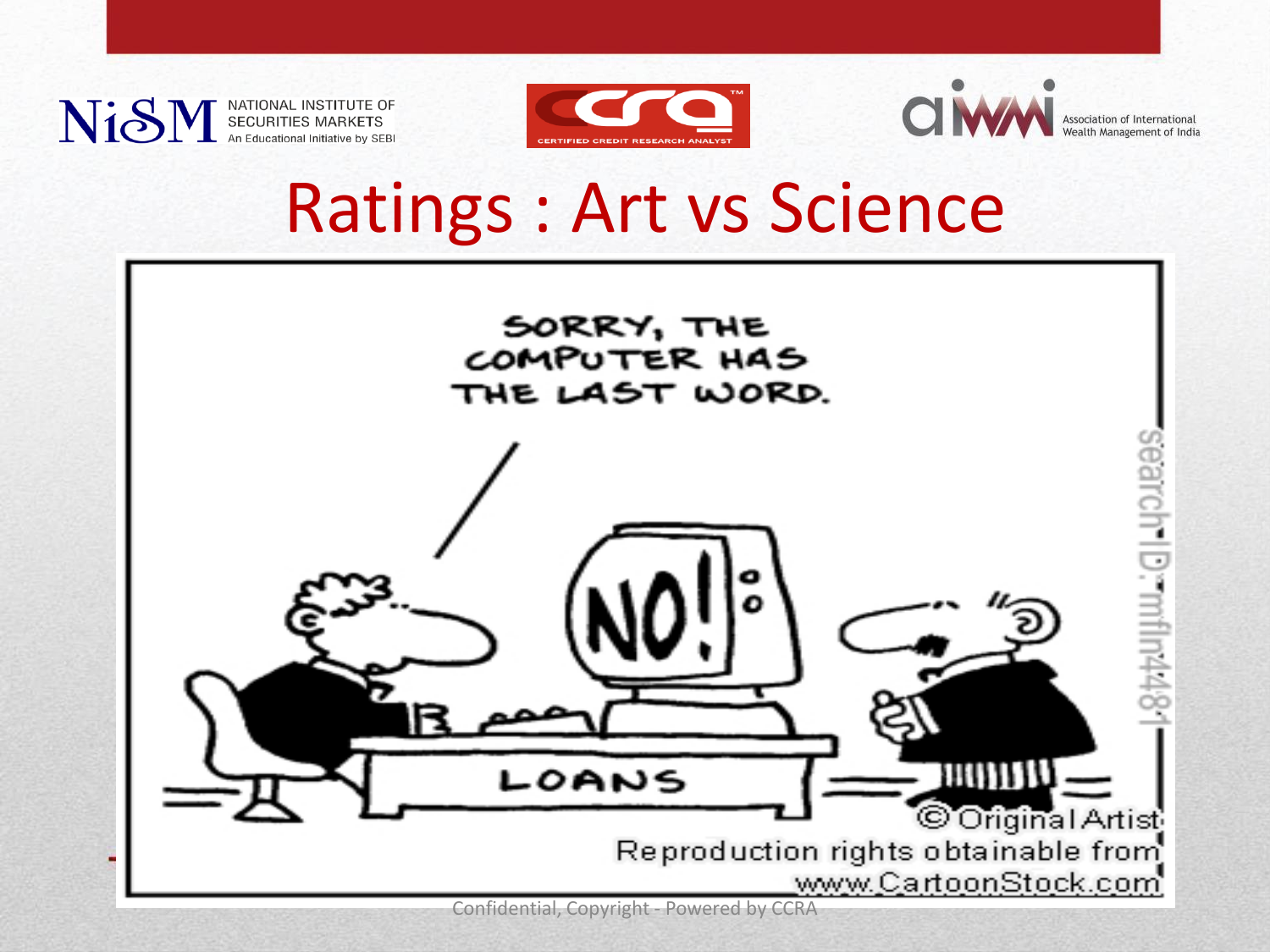# Ratings : Art vs Science

SORRY, THE COMPUTER HAS THE LAST WORD.

NO!

LOANS

© Original Artist
Reproduction rights obtainable from
www.CartoonStock.com

search ID: mfln4481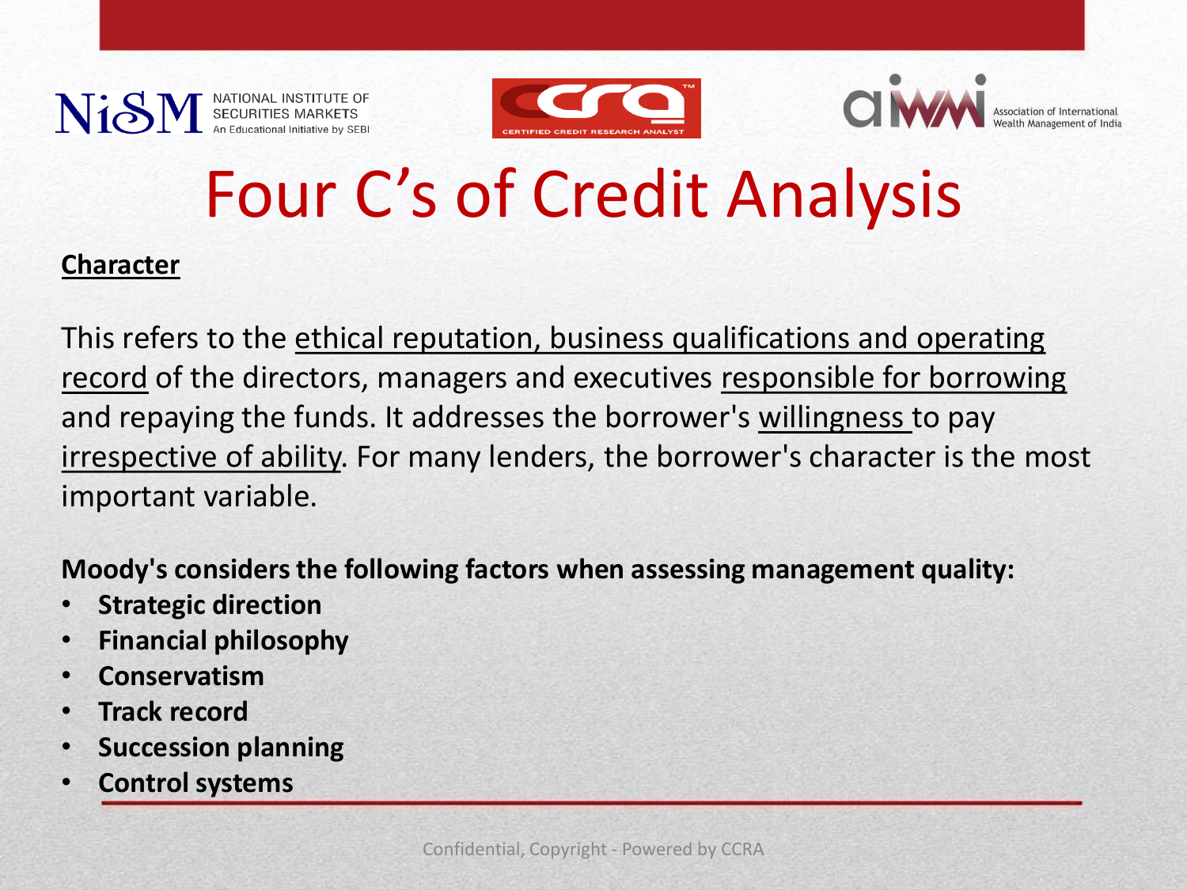# Four C's of Credit Analysis

**Character**

This refers to the ethical reputation, business qualifications and operating record of the directors, managers and executives responsible for borrowing and repaying the funds. It addresses the borrower's willingness to pay irrespective of ability. For many lenders, the borrower's character is the most important variable.

**Moody's considers the following factors when assessing management quality:**

- **Strategic direction**
- **Financial philosophy**
- **Conservatism**
- **Track record**
- **Succession planning**
- **Control systems**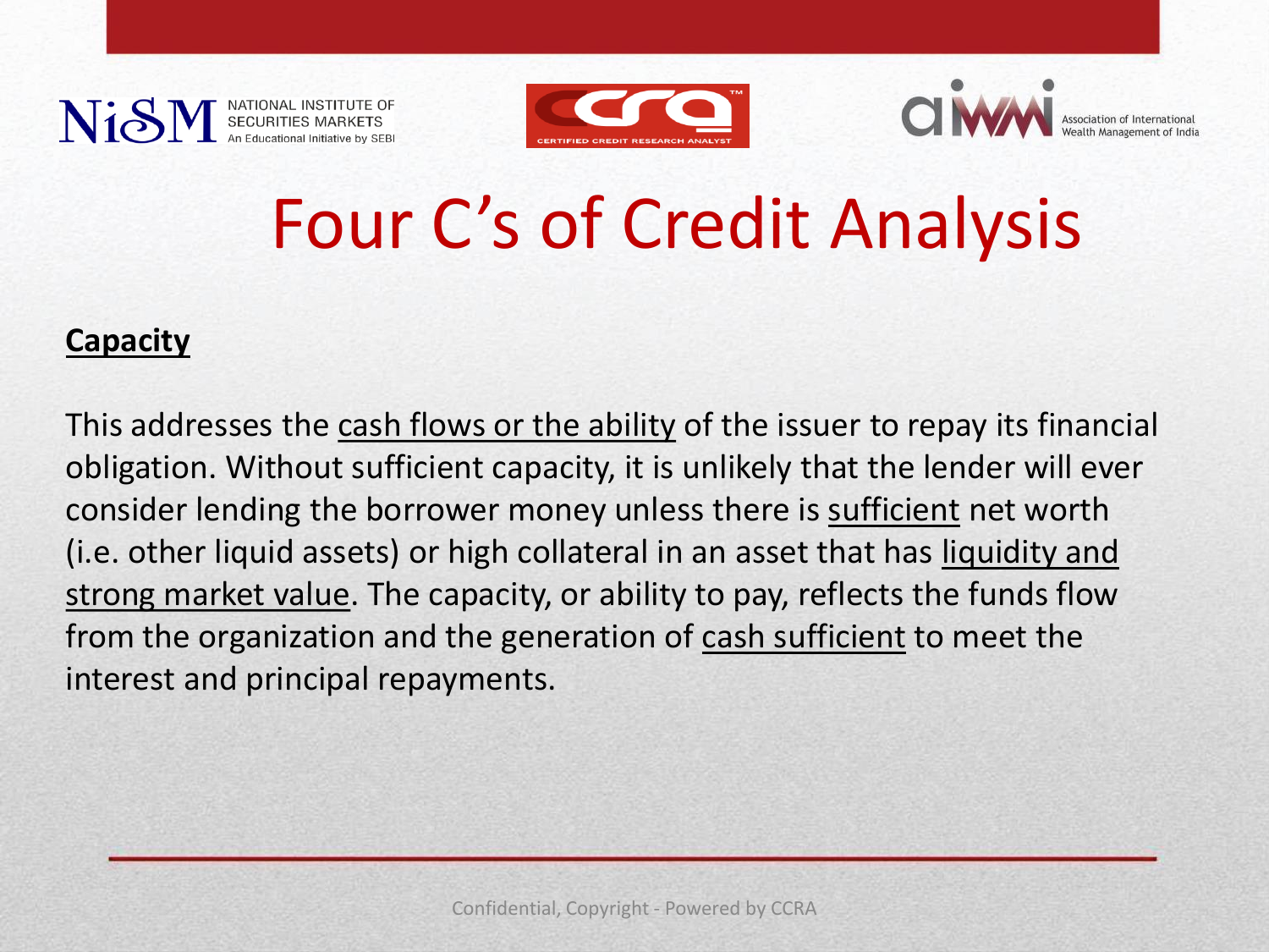# Four C's of Credit Analysis

**Capacity**

This addresses the cash flows or the ability of the issuer to repay its financial obligation. Without sufficient capacity, it is unlikely that the lender will ever consider lending the borrower money unless there is sufficient net worth (i.e. other liquid assets) or high collateral in an asset that has liquidity and strong market value. The capacity, or ability to pay, reflects the funds flow from the organization and the generation of cash sufficient to meet the interest and principal repayments.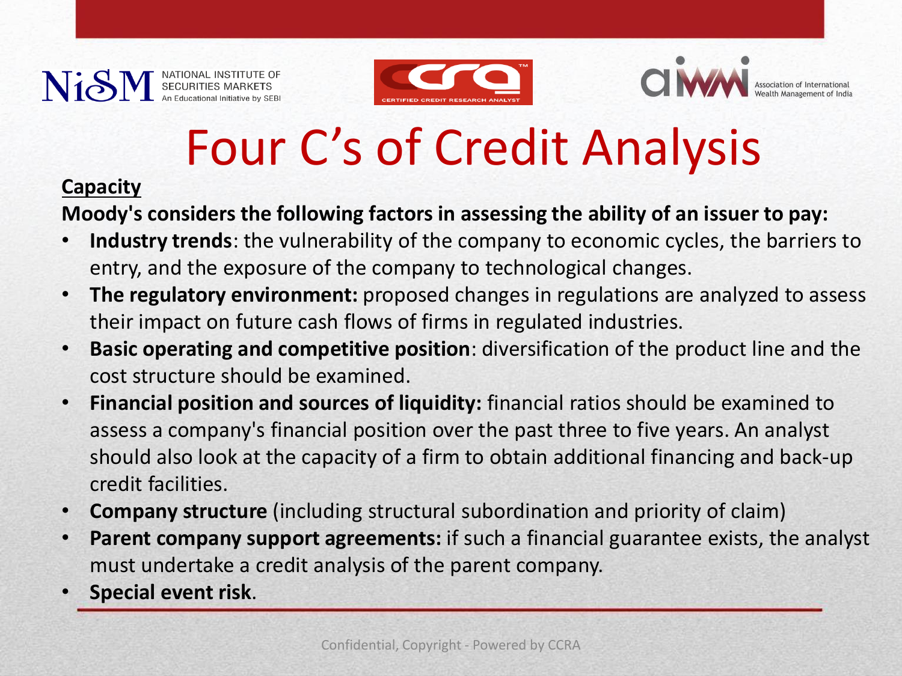# Four C's of Credit Analysis

**Capacity**

**Moody's considers the following factors in assessing the ability of an issuer to pay:**

- **Industry trends**: the vulnerability of the company to economic cycles, the barriers to entry, and the exposure of the company to technological changes.
- **The regulatory environment:** proposed changes in regulations are analyzed to assess their impact on future cash flows of firms in regulated industries.
- **Basic operating and competitive position**: diversification of the product line and the cost structure should be examined.
- **Financial position and sources of liquidity:** financial ratios should be examined to assess a company's financial position over the past three to five years. An analyst should also look at the capacity of a firm to obtain additional financing and back-up credit facilities.
- **Company structure** (including structural subordination and priority of claim)
- **Parent company support agreements:** if such a financial guarantee exists, the analyst must undertake a credit analysis of the parent company.
- **Special event risk**.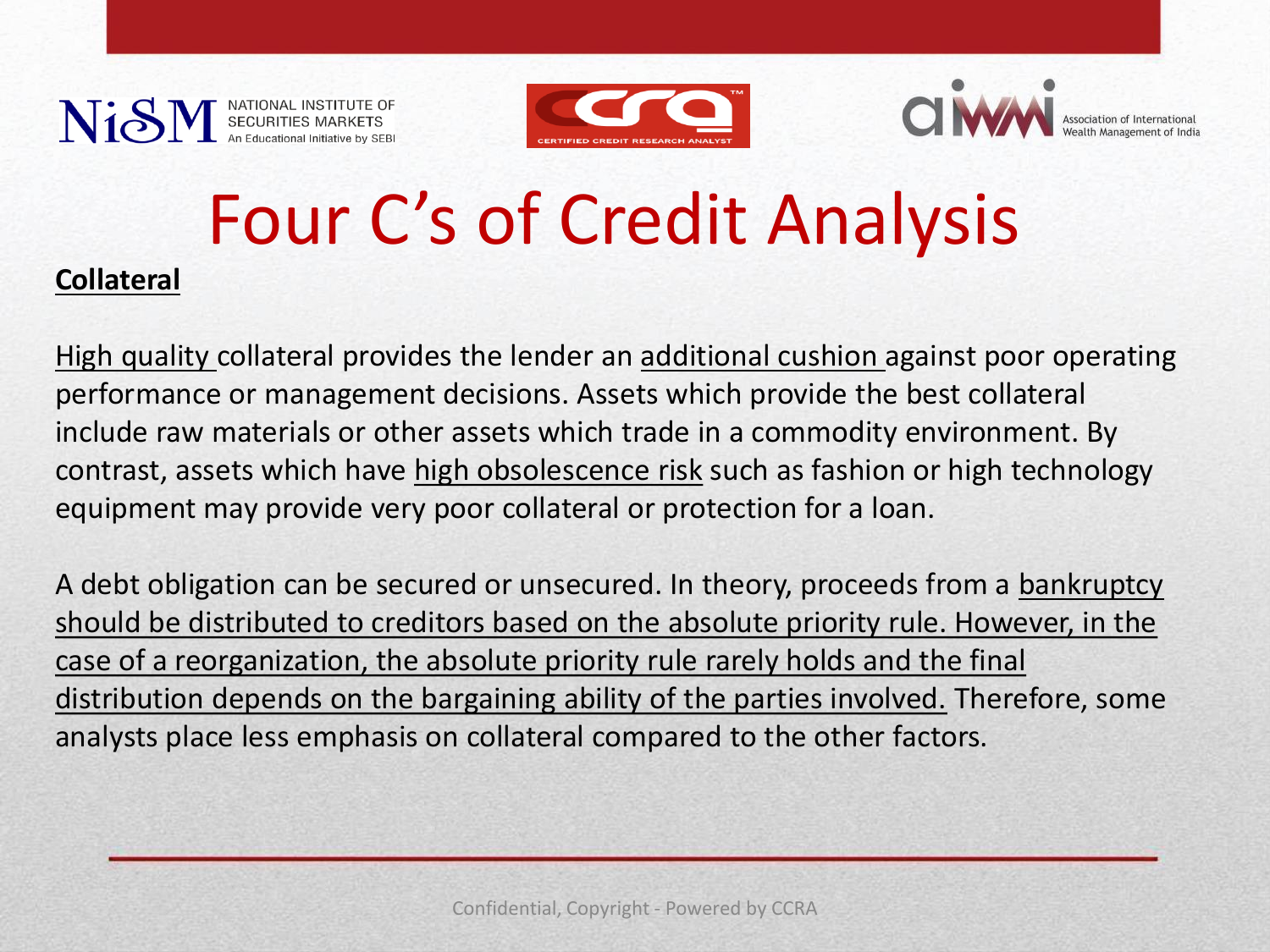# Four C's of Credit Analysis

**Collateral**

High quality collateral provides the lender an additional cushion against poor operating performance or management decisions. Assets which provide the best collateral include raw materials or other assets which trade in a commodity environment. By contrast, assets which have high obsolescence risk such as fashion or high technology equipment may provide very poor collateral or protection for a loan.

A debt obligation can be secured or unsecured. In theory, proceeds from a bankruptcy should be distributed to creditors based on the absolute priority rule. However, in the case of a reorganization, the absolute priority rule rarely holds and the final distribution depends on the bargaining ability of the parties involved. Therefore, some analysts place less emphasis on collateral compared to the other factors.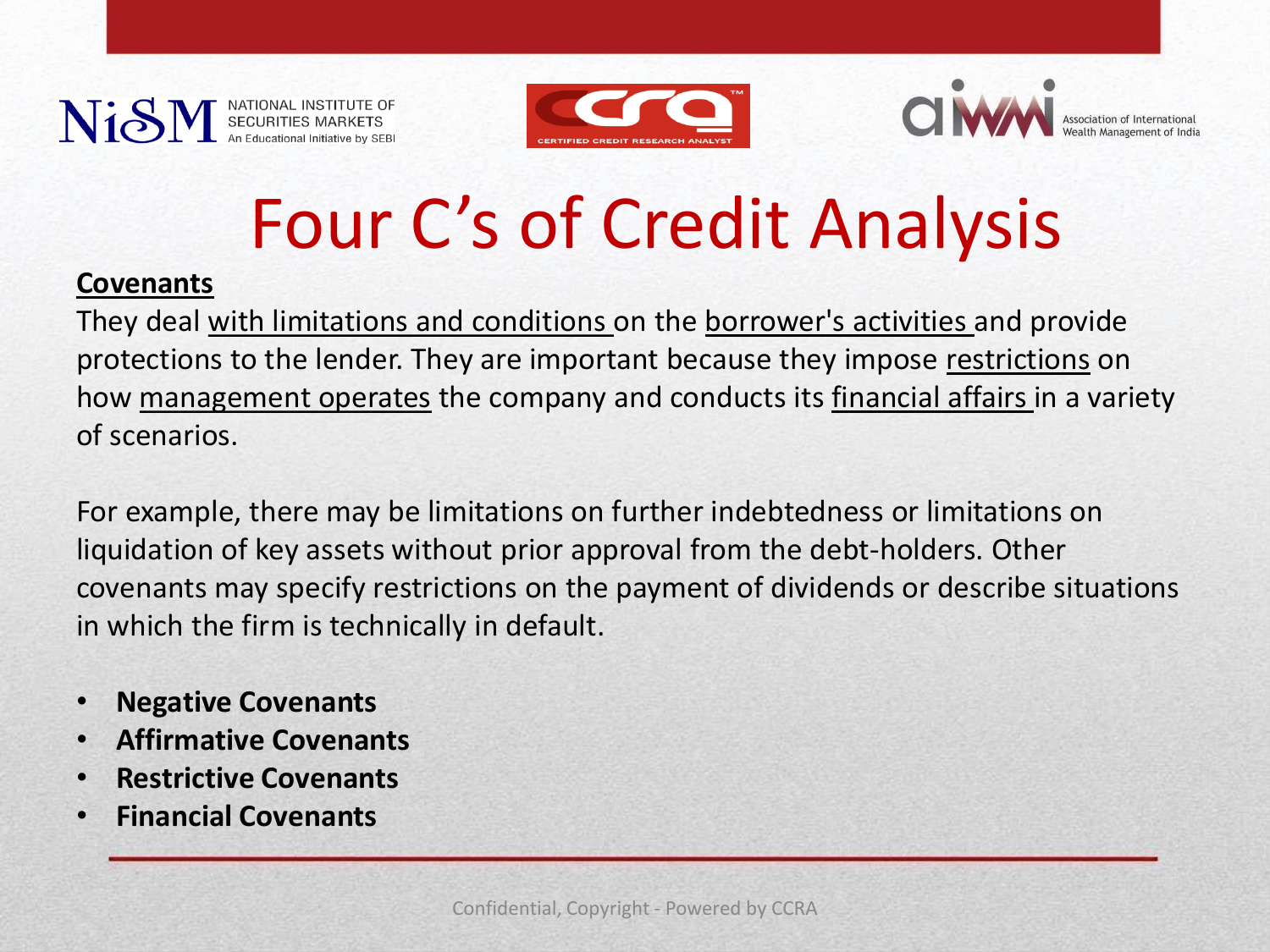# Four C's of Credit Analysis

**Covenants**

They deal with limitations and conditions on the borrower's activities and provide protections to the lender. They are important because they impose restrictions on how management operates the company and conducts its financial affairs in a variety of scenarios.

For example, there may be limitations on further indebtedness or limitations on liquidation of key assets without prior approval from the debt-holders. Other covenants may specify restrictions on the payment of dividends or describe situations in which the firm is technically in default.

- **Negative Covenants**
- **Affirmative Covenants**
- **Restrictive Covenants**
- **Financial Covenants**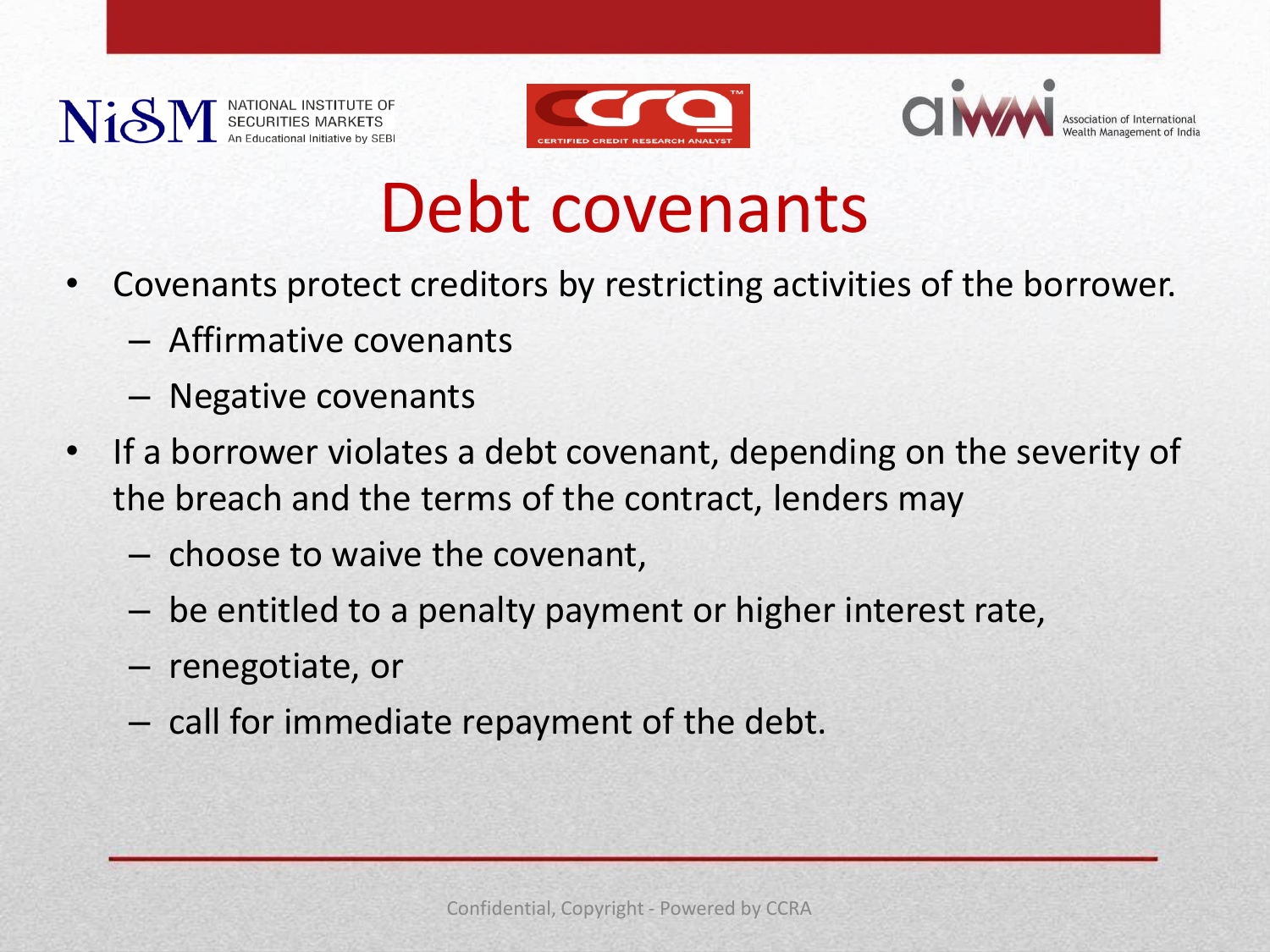# Debt covenants

- Covenants protect creditors by restricting activities of the borrower.
  - Affirmative covenants
  - Negative covenants
- If a borrower violates a debt covenant, depending on the severity of the breach and the terms of the contract, lenders may
  - choose to waive the covenant,
  - be entitled to a penalty payment or higher interest rate,
  - renegotiate, or
  - call for immediate repayment of the debt.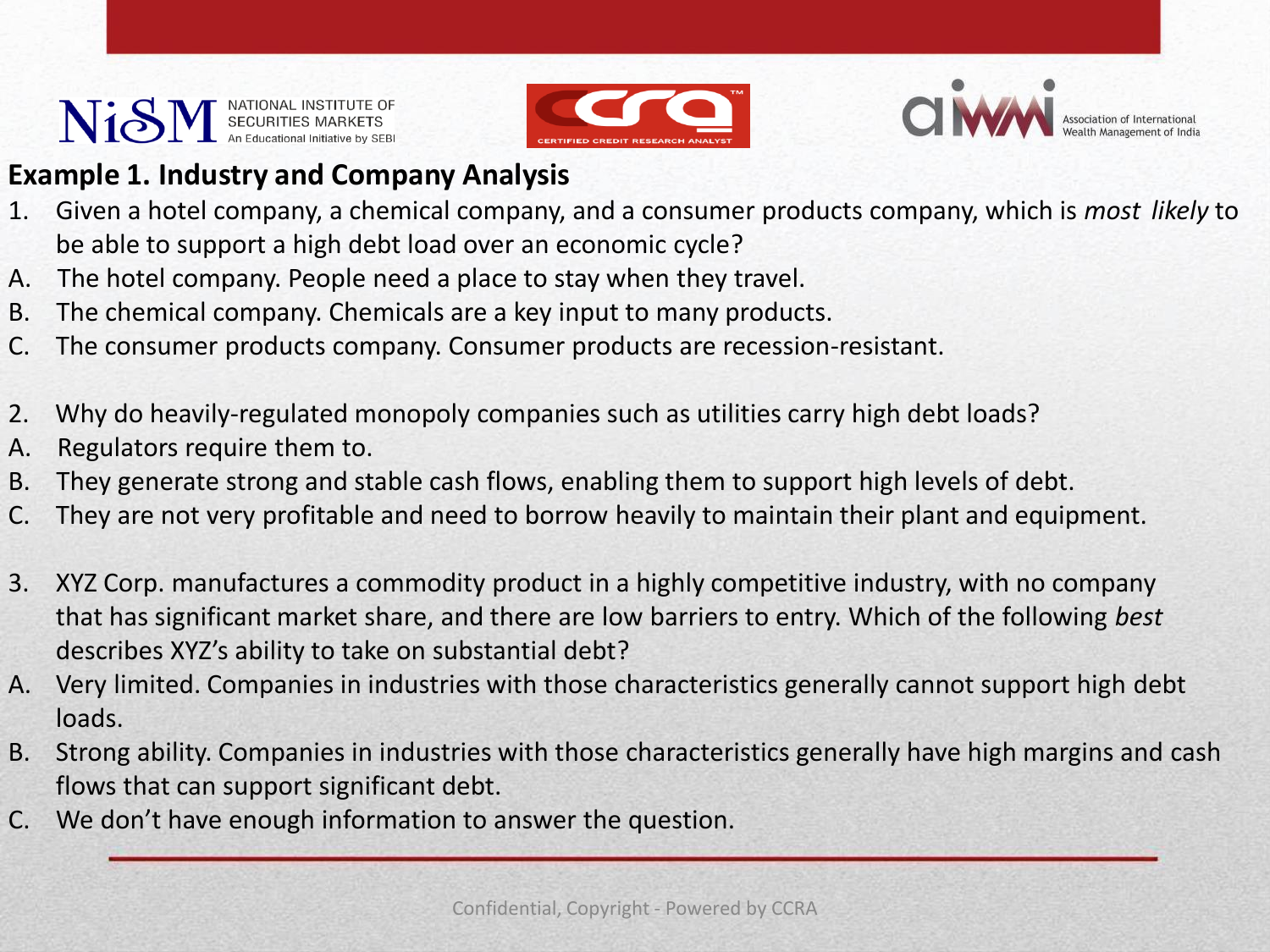## Example 1. Industry and Company Analysis

1. Given a hotel company, a chemical company, and a consumer products company, which is *most likely* to be able to support a high debt load over an economic cycle?

A. The hotel company. People need a place to stay when they travel.
B. The chemical company. Chemicals are a key input to many products.
C. The consumer products company. Consumer products are recession-resistant.

2. Why do heavily-regulated monopoly companies such as utilities carry high debt loads?

A. Regulators require them to.
B. They generate strong and stable cash flows, enabling them to support high levels of debt.
C. They are not very profitable and need to borrow heavily to maintain their plant and equipment.

3. XYZ Corp. manufactures a commodity product in a highly competitive industry, with no company that has significant market share, and there are low barriers to entry. Which of the following *best* describes XYZ's ability to take on substantial debt?

A. Very limited. Companies in industries with those characteristics generally cannot support high debt loads.
B. Strong ability. Companies in industries with those characteristics generally have high margins and cash flows that can support significant debt.
C. We don't have enough information to answer the question.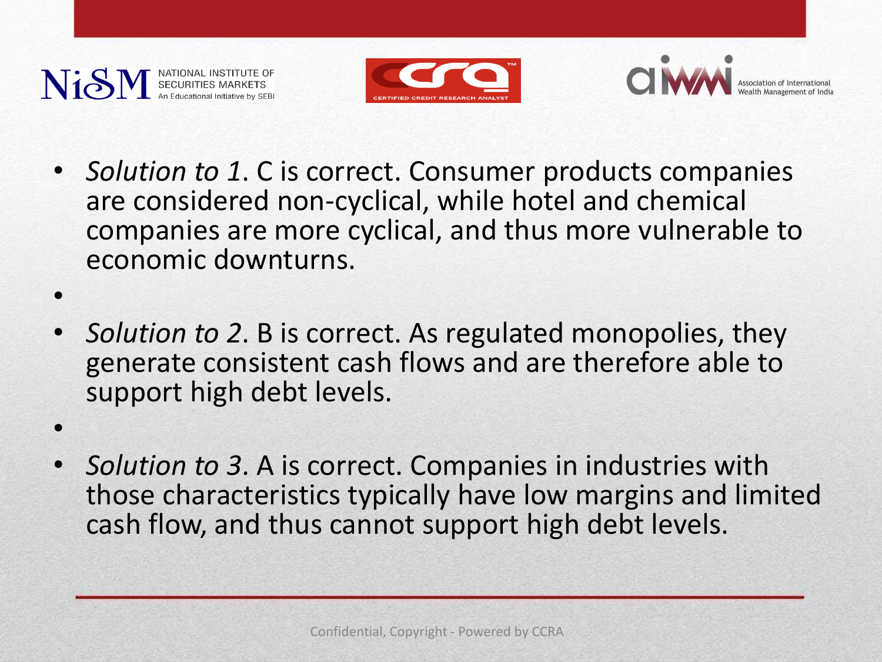- *Solution to 1*. C is correct. Consumer products companies are considered non-cyclical, while hotel and chemical companies are more cyclical, and thus more vulnerable to economic downturns.
- *Solution to 2*. B is correct. As regulated monopolies, they generate consistent cash flows and are therefore able to support high debt levels.
- *Solution to 3*. A is correct. Companies in industries with those characteristics typically have low margins and limited cash flow, and thus cannot support high debt levels.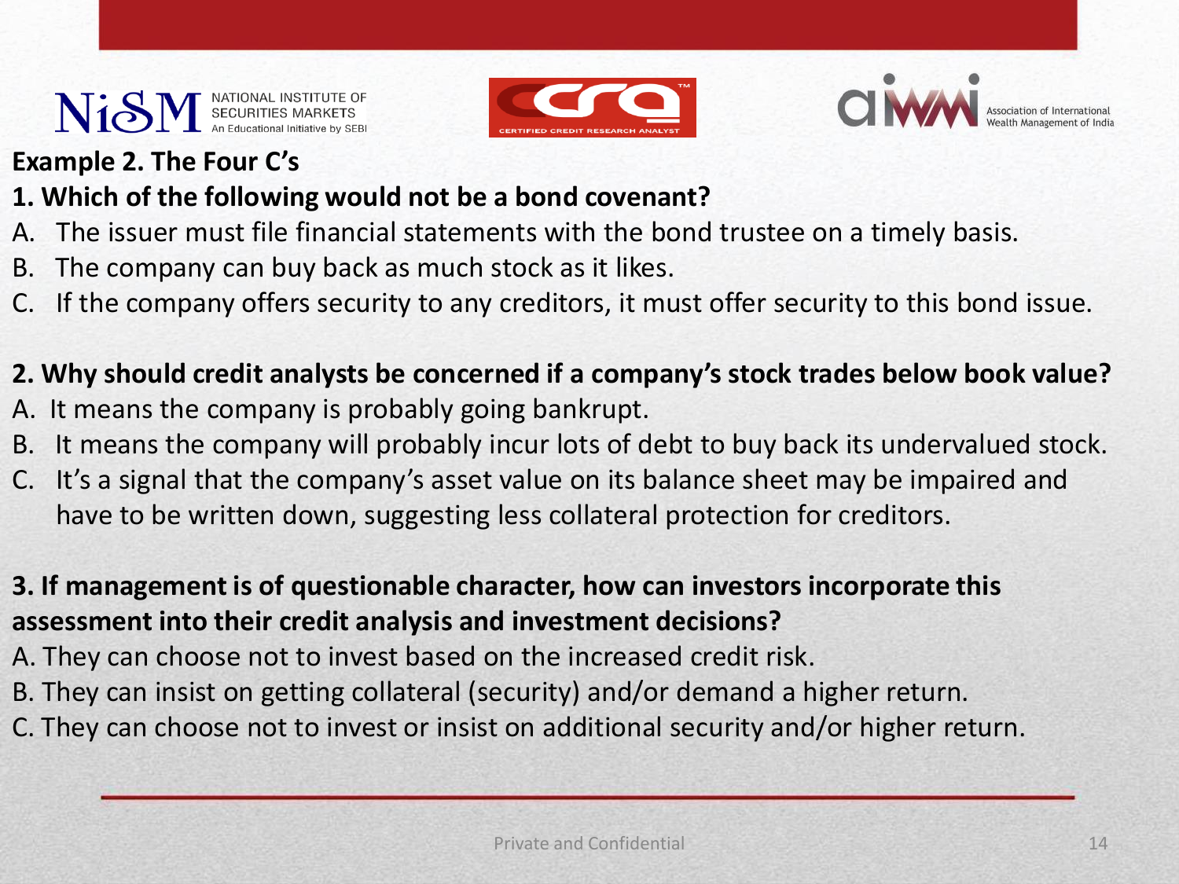**Example 2. The Four C's**

**1. Which of the following would not be a bond covenant?**

A. The issuer must file financial statements with the bond trustee on a timely basis.
B. The company can buy back as much stock as it likes.
C. If the company offers security to any creditors, it must offer security to this bond issue.

**2. Why should credit analysts be concerned if a company's stock trades below book value?**

A. It means the company is probably going bankrupt.
B. It means the company will probably incur lots of debt to buy back its undervalued stock.
C. It's a signal that the company's asset value on its balance sheet may be impaired and have to be written down, suggesting less collateral protection for creditors.

**3. If management is of questionable character, how can investors incorporate this assessment into their credit analysis and investment decisions?**

A. They can choose not to invest based on the increased credit risk.
B. They can insist on getting collateral (security) and/or demand a higher return.
C. They can choose not to invest or insist on additional security and/or higher return.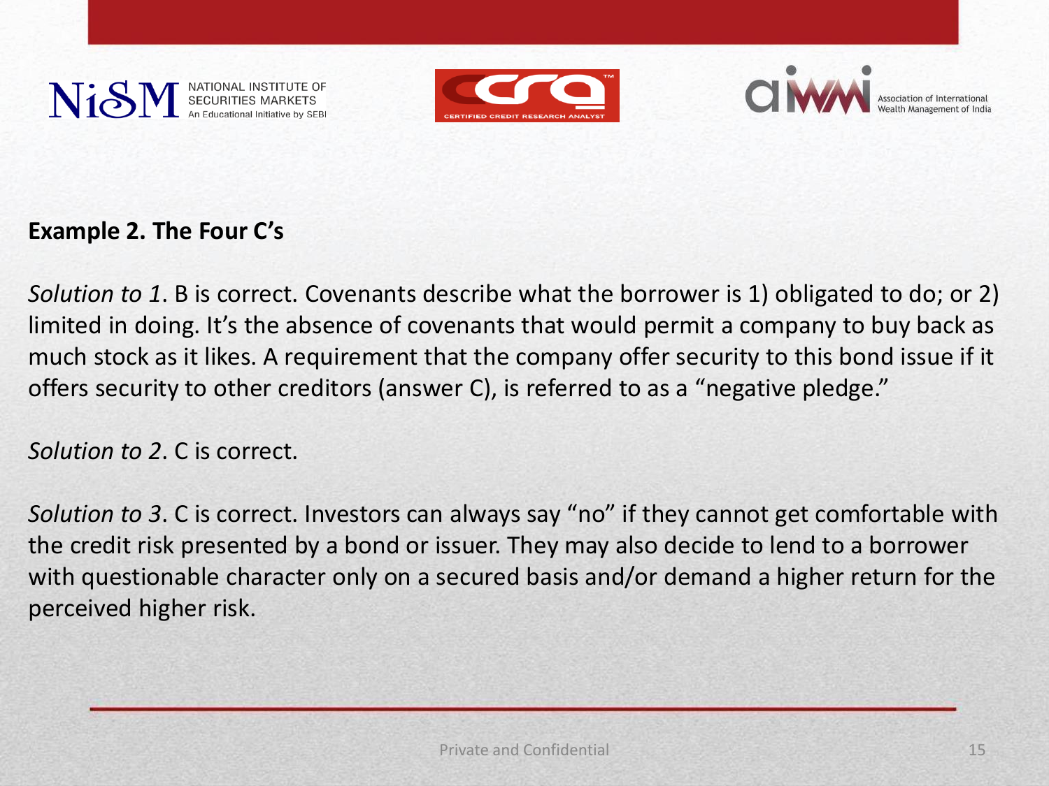**Example 2. The Four C's**

*Solution to 1*. B is correct. Covenants describe what the borrower is 1) obligated to do; or 2) limited in doing. It's the absence of covenants that would permit a company to buy back as much stock as it likes. A requirement that the company offer security to this bond issue if it offers security to other creditors (answer C), is referred to as a "negative pledge."

*Solution to 2*. C is correct.

*Solution to 3*. C is correct. Investors can always say "no" if they cannot get comfortable with the credit risk presented by a bond or issuer. They may also decide to lend to a borrower with questionable character only on a secured basis and/or demand a higher return for the perceived higher risk.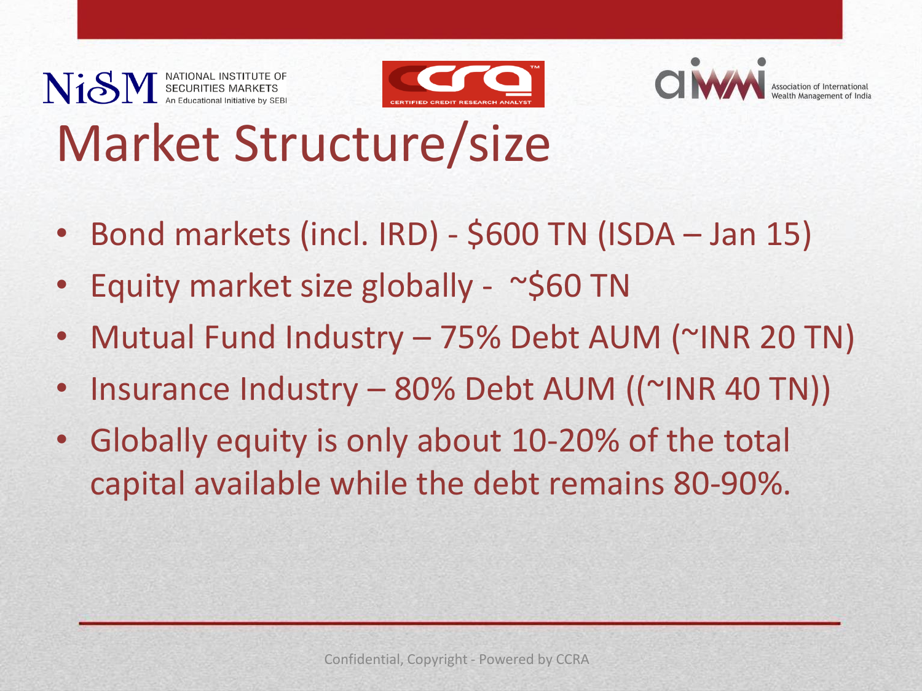# Market Structure/size

- Bond markets (incl. IRD) - $600 TN (ISDA – Jan 15)
- Equity market size globally - ~$60 TN
- Mutual Fund Industry – 75% Debt AUM (~INR 20 TN)
- Insurance Industry – 80% Debt AUM ((~INR 40 TN))
- Globally equity is only about 10-20% of the total capital available while the debt remains 80-90%.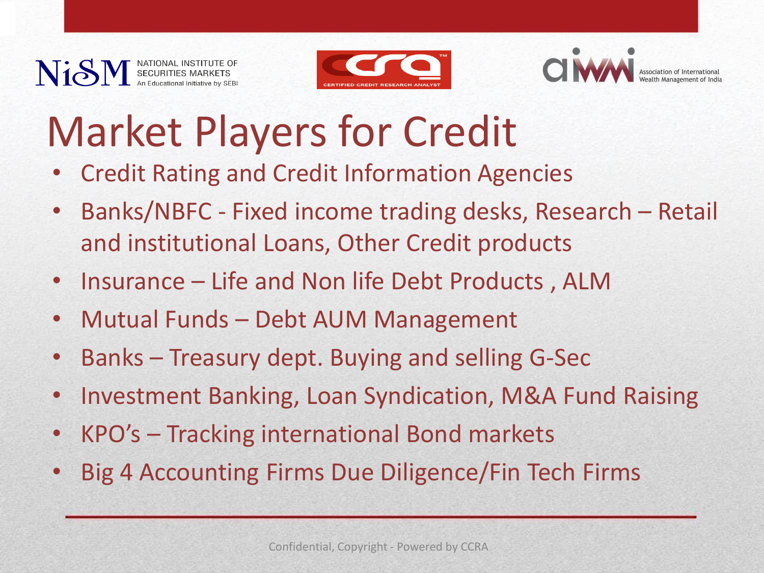# Market Players for Credit

- Credit Rating and Credit Information Agencies
- Banks/NBFC - Fixed income trading desks, Research – Retail and institutional Loans, Other Credit products
- Insurance – Life and Non life Debt Products , ALM
- Mutual Funds – Debt AUM Management
- Banks – Treasury dept. Buying and selling G-Sec
- Investment Banking, Loan Syndication, M&A Fund Raising
- KPO's – Tracking international Bond markets
- Big 4 Accounting Firms Due Diligence/Fin Tech Firms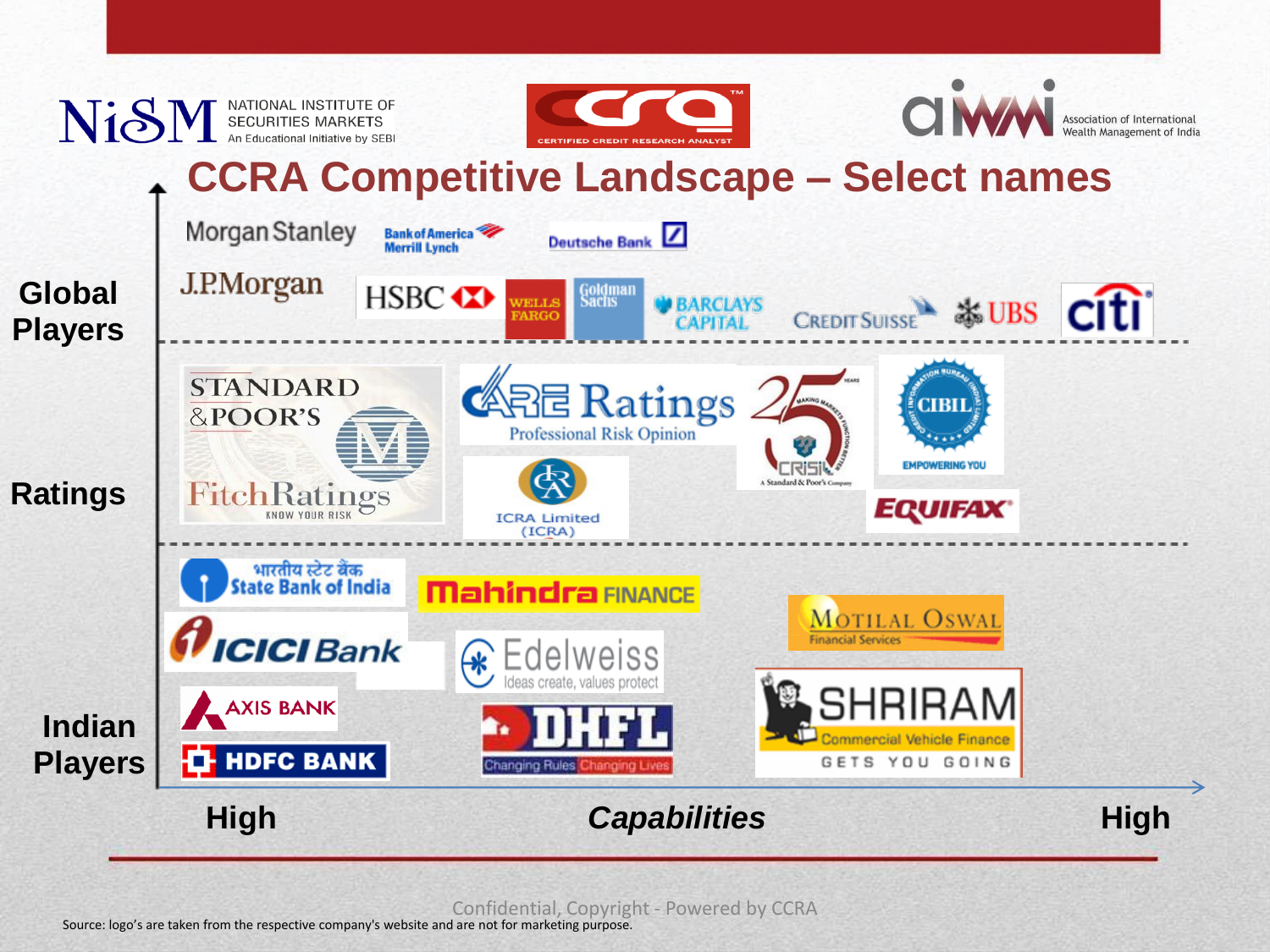NATIONAL INSTITUTE OF SECURITIES MARKETS
An Educational Initiative by SEBI

CERTIFIED CREDIT RESEARCH ANALYST

Association of International Wealth Management of India

# CCRA Competitive Landscape – Select names

**Global Players**

Morgan Stanley, Bank of America Merrill Lynch, Deutsche Bank, J.P.Morgan, HSBC, Wells Fargo, Goldman Sachs, Barclays Capital, Credit Suisse, UBS, citi

**Ratings**

Standard & Poor's, Moody's, Fitch Ratings – Know Your Risk, CARE Ratings – Professional Risk Opinion, ICRA Limited (ICRA), CRISIL – A Standard & Poor's Company, CIBIL – Empowering You, Equifax

**Indian Players**

भारतीय स्टेट बैंक State Bank of India, Mahindra Finance, ICICI Bank, Edelweiss – Ideas create, values protect, Axis Bank, HDFC Bank, DHFL – Changing Rules Changing Lives, Motilal Oswal Financial Services, Shriram Commercial Vehicle Finance – Gets You Going

**High** ***Capabilities*** **High**

Confidential, Copyright - Powered by CCRA

Source: logo's are taken from the respective company's website and are not for marketing purpose.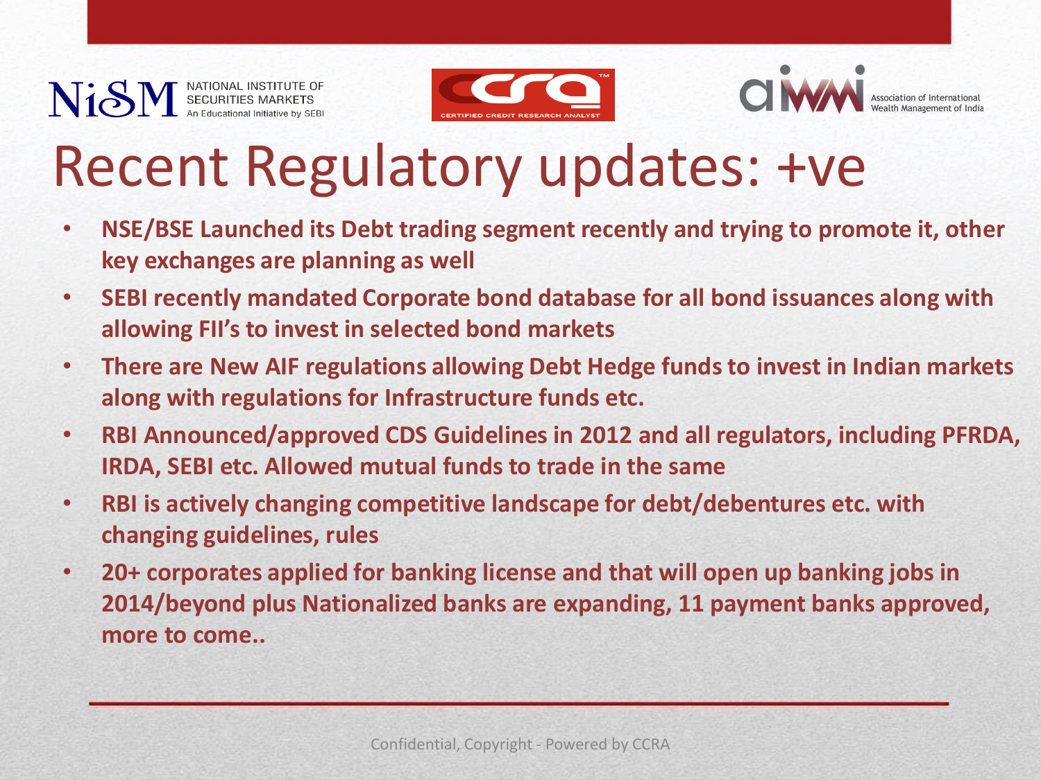# Recent Regulatory updates: +ve

- **NSE/BSE Launched its Debt trading segment recently and trying to promote it, other key exchanges are planning as well**
- **SEBI recently mandated Corporate bond database for all bond issuances along with allowing FII's to invest in selected bond markets**
- **There are New AIF regulations allowing Debt Hedge funds to invest in Indian markets along with regulations for Infrastructure funds etc.**
- **RBI Announced/approved CDS Guidelines in 2012 and all regulators, including PFRDA, IRDA, SEBI etc. Allowed mutual funds to trade in the same**
- **RBI is actively changing competitive landscape for debt/debentures etc. with changing guidelines, rules**
- **20+ corporates applied for banking license and that will open up banking jobs in 2014/beyond plus Nationalized banks are expanding, 11 payment banks approved, more to come..**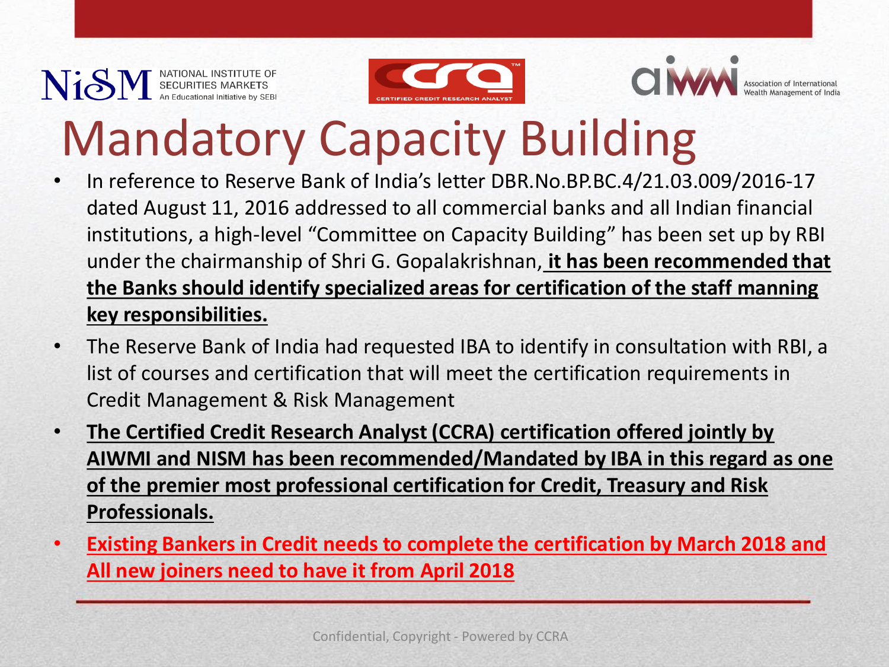NATIONAL INSTITUTE OF SECURITIES MARKETS
An Educational Initiative by SEBI

CERTIFIED CREDIT RESEARCH ANALYST

Association of International Wealth Management of India

# Mandatory Capacity Building

- In reference to Reserve Bank of India's letter DBR.No.BP.BC.4/21.03.009/2016-17 dated August 11, 2016 addressed to all commercial banks and all Indian financial institutions, a high-level "Committee on Capacity Building" has been set up by RBI under the chairmanship of Shri G. Gopalakrishnan, **it has been recommended that the Banks should identify specialized areas for certification of the staff manning key responsibilities.**
- The Reserve Bank of India had requested IBA to identify in consultation with RBI, a list of courses and certification that will meet the certification requirements in Credit Management & Risk Management
- **The Certified Credit Research Analyst (CCRA) certification offered jointly by AIWMI and NISM has been recommended/Mandated by IBA in this regard as one of the premier most professional certification for Credit, Treasury and Risk Professionals.**
- **Existing Bankers in Credit needs to complete the certification by March 2018 and All new joiners need to have it from April 2018**

Confidential, Copyright - Powered by CCRA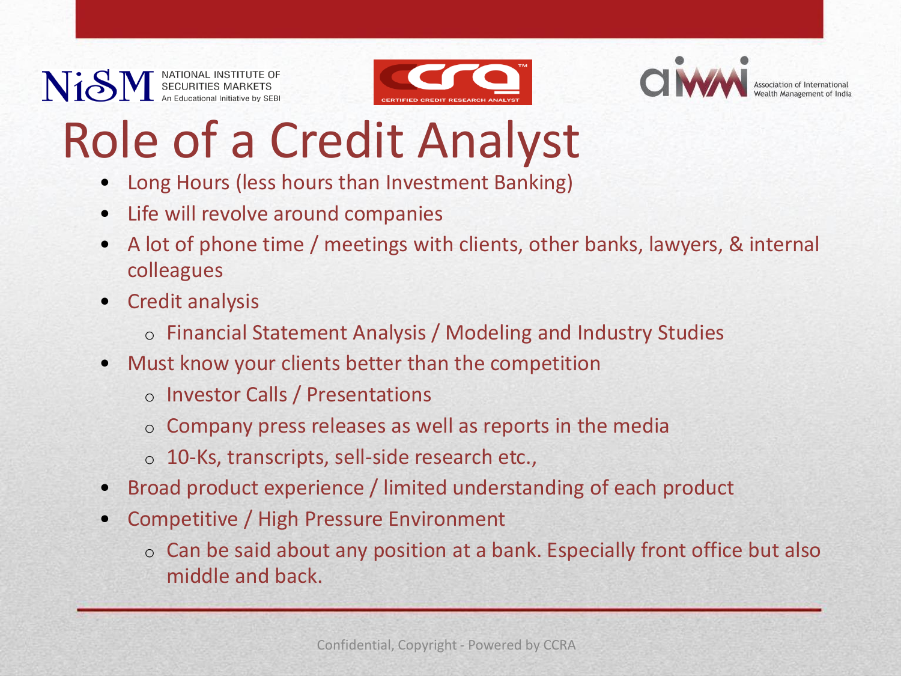# Role of a Credit Analyst

- Long Hours (less hours than Investment Banking)
- Life will revolve around companies
- A lot of phone time / meetings with clients, other banks, lawyers, & internal colleagues
- Credit analysis
  - Financial Statement Analysis / Modeling and Industry Studies
- Must know your clients better than the competition
  - Investor Calls / Presentations
  - Company press releases as well as reports in the media
  - 10-Ks, transcripts, sell-side research etc.,
- Broad product experience / limited understanding of each product
- Competitive / High Pressure Environment
  - Can be said about any position at a bank. Especially front office but also middle and back.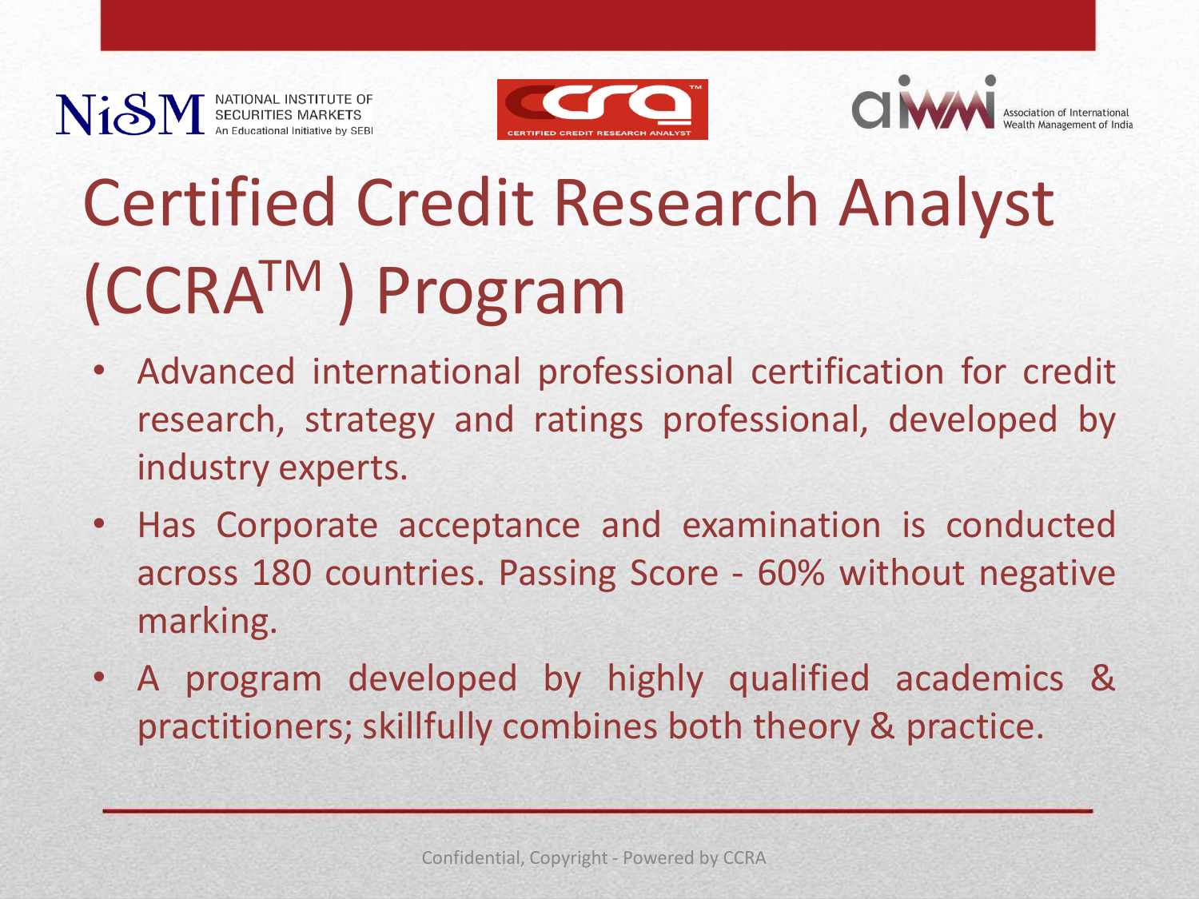NATIONAL INSTITUTE OF SECURITIES MARKETS
An Educational Initiative by SEBI

CERTIFIED CREDIT RESEARCH ANALYST

Association of International Wealth Management of India

# Certified Credit Research Analyst (CCRA$^{TM}$) Program

- Advanced international professional certification for credit research, strategy and ratings professional, developed by industry experts.
- Has Corporate acceptance and examination is conducted across 180 countries. Passing Score - 60% without negative marking.
- A program developed by highly qualified academics & practitioners; skillfully combines both theory & practice.

Confidential, Copyright - Powered by CCRA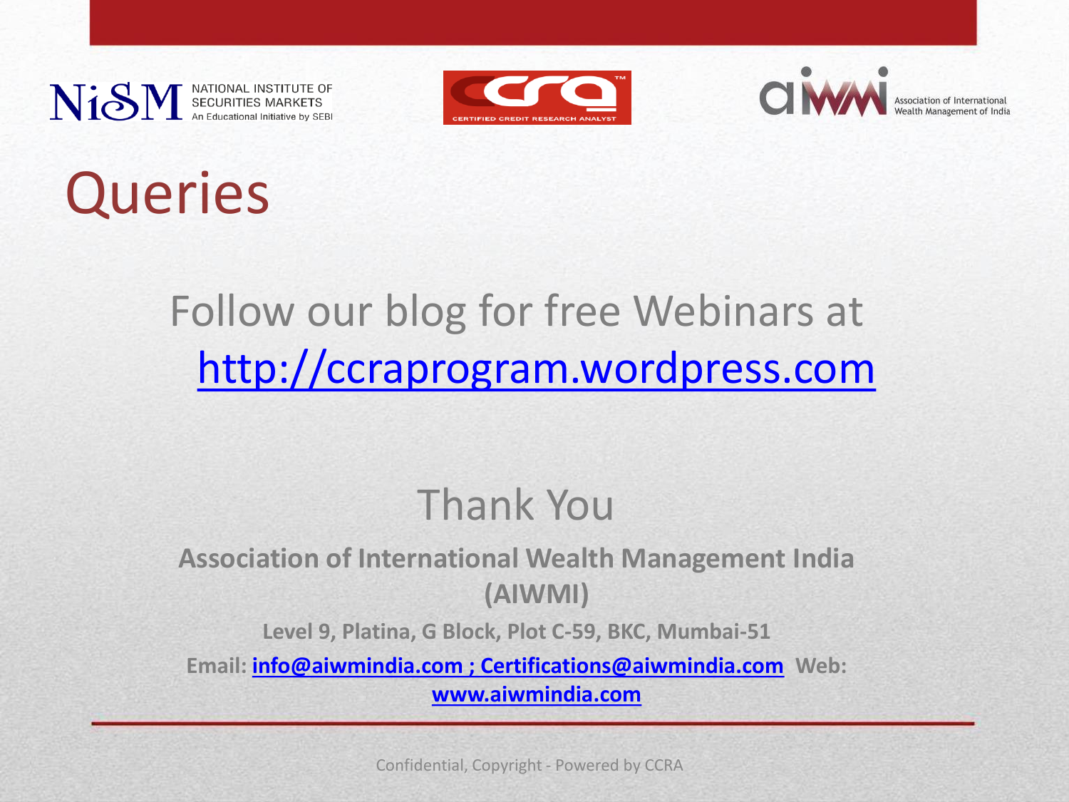NATIONAL INSTITUTE OF SECURITIES MARKETS
An Educational Initiative by SEBI

CERTIFIED CREDIT RESEARCH ANALYST

Association of International Wealth Management of India

# Queries

Follow our blog for free Webinars at
http://ccraprogram.wordpress.com

## Thank You

**Association of International Wealth Management India (AIWMI)**

**Level 9, Platina, G Block, Plot C-59, BKC, Mumbai-51**

**Email: info@aiwmindia.com ; Certifications@aiwmindia.com Web: www.aiwmindia.com**

Confidential, Copyright - Powered by CCRA